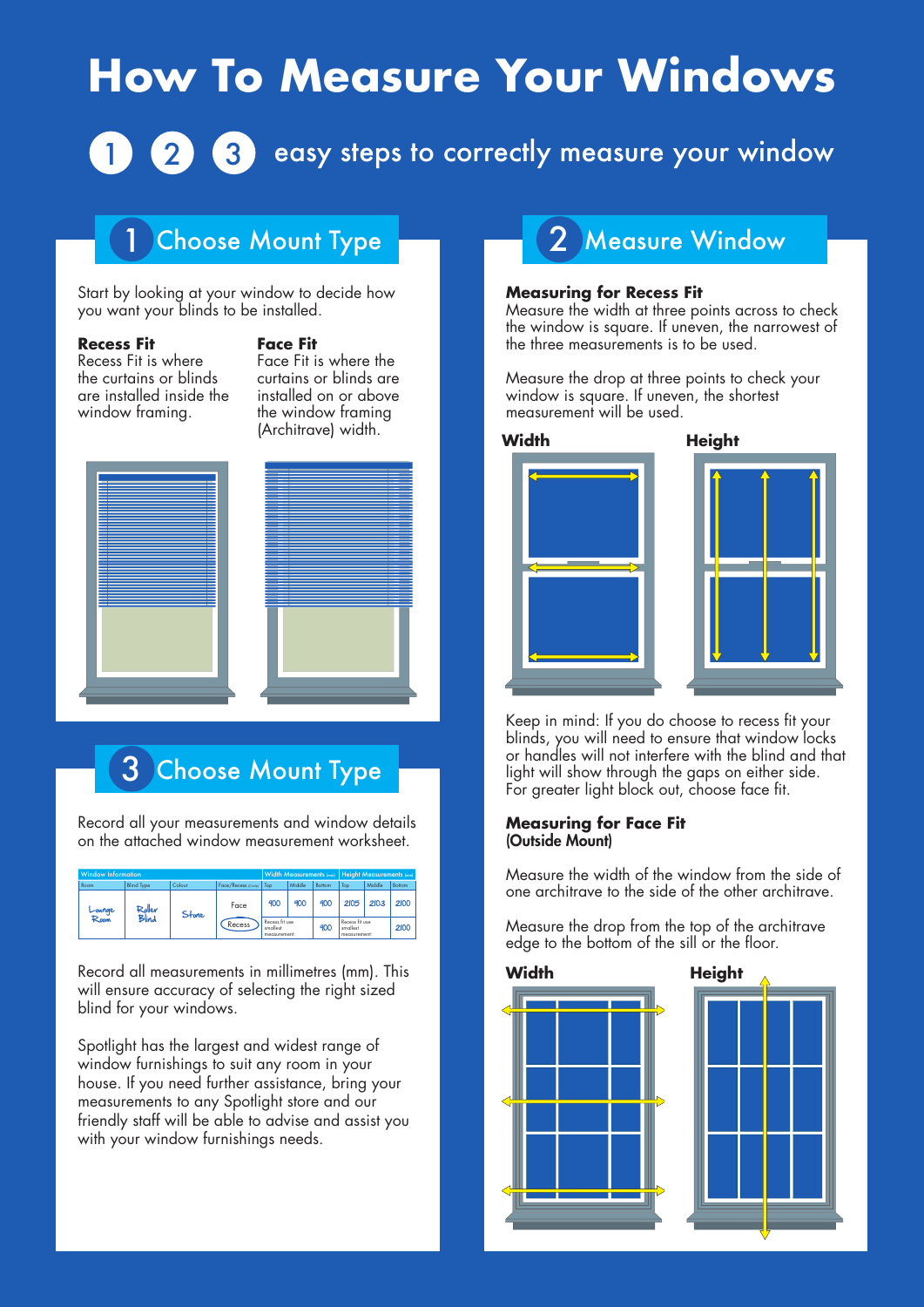# How To Measure Your Windows

1 2 3 easy steps to correctly measure your window

## 1 Choose Mount Type

Start by looking at your window to decide how you want your blinds to be installed.

**Recess Fit**
Recess Fit is where the curtains or blinds are installed inside the window framing.

**Face Fit**
Face Fit is where the curtains or blinds are installed on or above the window framing (Architrave) width.

## 3 Choose Mount Type

Record all your measurements and window details on the attached window measurement worksheet.

| Window Information | | | | Width Measurements (mm) | | | Height Measurements (mm) | | |
|---|---|---|---|---|---|---|---|---|---|
| Room | Blind Type | Colour | Face/Recess (Circle) | Top | Middle | Bottom | Top | Middle | Bottom |
| Lounge Room | Roller Blind | Stone | Face | 900 | 900 | 900 | 2105 | 2103 | 2100 |
| | | | Recess | Recess fit use smallest measurement: | | 900 | Recess fit use smallest measurement: | | 2100 |

Record all measurements in millimetres (mm). This will ensure accuracy of selecting the right sized blind for your windows.

Spotlight has the largest and widest range of window furnishings to suit any room in your house. If you need further assistance, bring your measurements to any Spotlight store and our friendly staff will be able to advise and assist you with your window furnishings needs.

## 2 Measure Window

**Measuring for Recess Fit**
Measure the width at three points across to check the window is square. If uneven, the narrowest of the three measurements is to be used.

Measure the drop at three points to check your window is square. If uneven, the shortest measurement will be used.

**Width** **Height**

Keep in mind: If you do choose to recess fit your blinds, you will need to ensure that window locks or handles will not interfere with the blind and that light will show through the gaps on either side. For greater light block out, choose face fit.

**Measuring for Face Fit**
**(Outside Mount)**

Measure the width of the window from the side of one architrave to the side of the other architrave.

Measure the drop from the top of the architrave edge to the bottom of the sill or the floor.

**Width** **Height**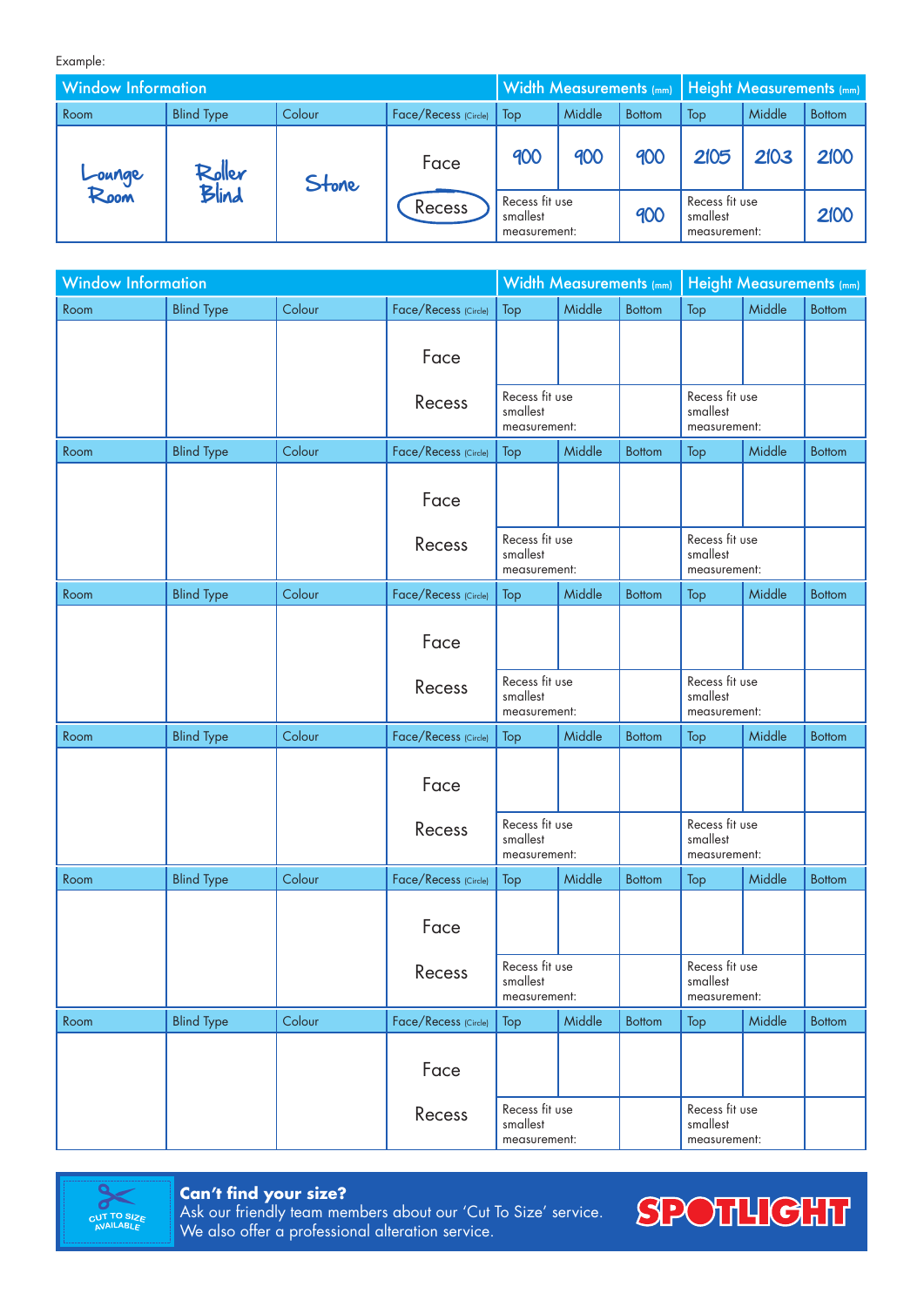Example:

| Window Information | | | | Width Measurements (mm) | | | Height Measurements (mm) | | |
|---|---|---|---|---|---|---|---|---|---|
| Room | Blind Type | Colour | Face/Recess (Circle) | Top | Middle | Bottom | Top | Middle | Bottom |
| Lounge Room | Roller Blind | Stone | Face | 900 | 900 | 900 | 2105 | 2103 | 2100 |
| | | | Recess (circled) | Recess fit use smallest measurement: | | 900 | Recess fit use smallest measurement: | | 2100 |

| Window Information | | | | Width Measurements (mm) | | | Height Measurements (mm) | | |
|---|---|---|---|---|---|---|---|---|---|
| Room | Blind Type | Colour | Face/Recess (Circle) | Top | Middle | Bottom | Top | Middle | Bottom |
| | | | Face | | | | | | |
| | | | Recess | Recess fit use smallest measurement: | | | Recess fit use smallest measurement: | | |
| Room | Blind Type | Colour | Face/Recess (Circle) | Top | Middle | Bottom | Top | Middle | Bottom |
| | | | Face | | | | | | |
| | | | Recess | Recess fit use smallest measurement: | | | Recess fit use smallest measurement: | | |
| Room | Blind Type | Colour | Face/Recess (Circle) | Top | Middle | Bottom | Top | Middle | Bottom |
| | | | Face | | | | | | |
| | | | Recess | Recess fit use smallest measurement: | | | Recess fit use smallest measurement: | | |
| Room | Blind Type | Colour | Face/Recess (Circle) | Top | Middle | Bottom | Top | Middle | Bottom |
| | | | Face | | | | | | |
| | | | Recess | Recess fit use smallest measurement: | | | Recess fit use smallest measurement: | | |
| Room | Blind Type | Colour | Face/Recess (Circle) | Top | Middle | Bottom | Top | Middle | Bottom |
| | | | Face | | | | | | |
| | | | Recess | Recess fit use smallest measurement: | | | Recess fit use smallest measurement: | | |
| Room | Blind Type | Colour | Face/Recess (Circle) | Top | Middle | Bottom | Top | Middle | Bottom |
| | | | Face | | | | | | |
| | | | Recess | Recess fit use smallest measurement: | | | Recess fit use smallest measurement: | | |

CUT TO SIZE AVAILABLE

**Can't find your size?**
Ask our friendly team members about our 'Cut To Size' service.
We also offer a professional alteration service.

SPOTLIGHT